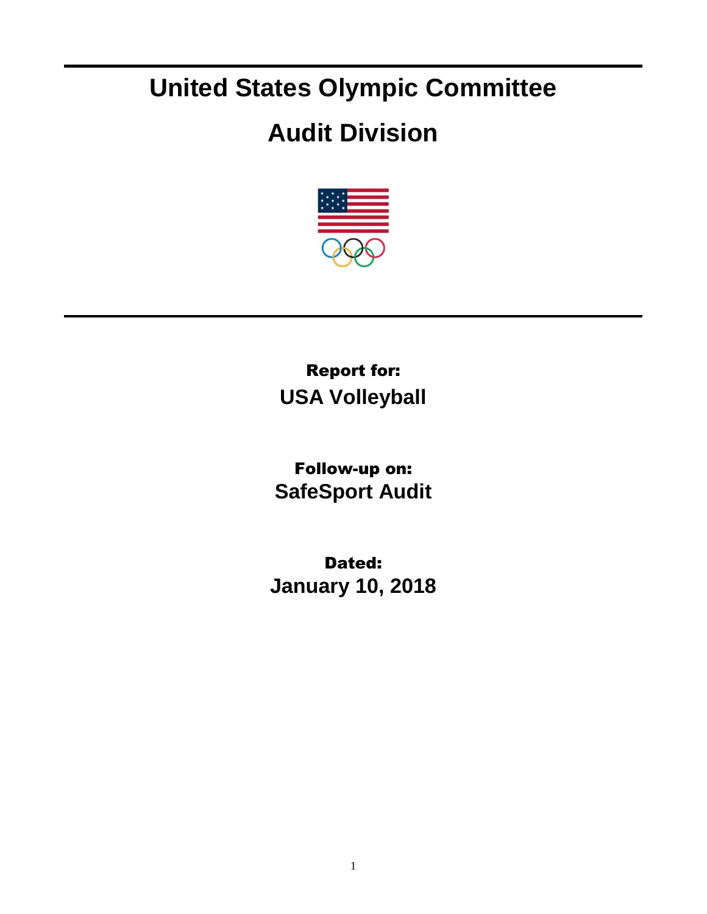# United States Olympic Committee

# Audit Division

**Report for:**

**USA Volleyball**

**Follow-up on:**

**SafeSport Audit**

**Dated:**

**January 10, 2018**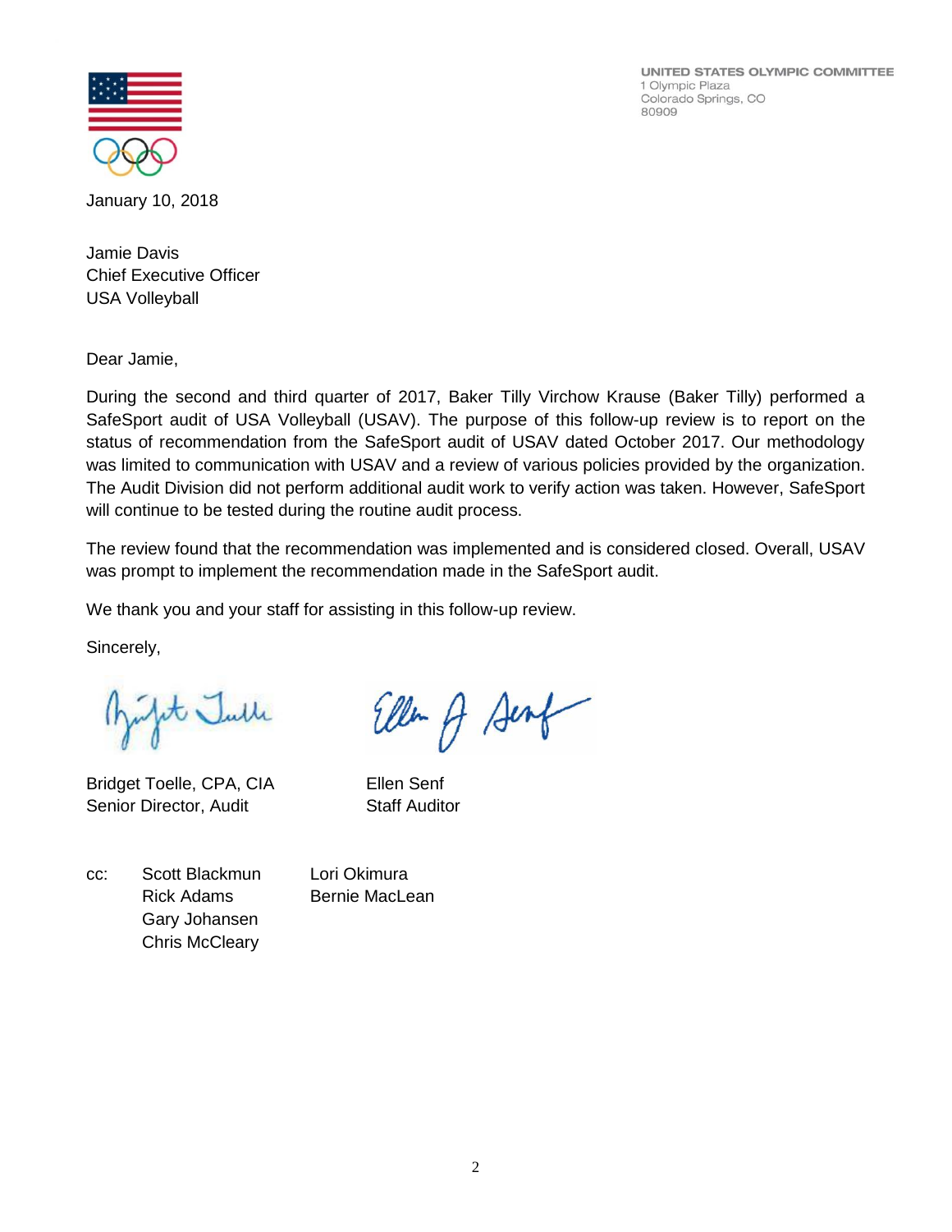UNITED STATES OLYMPIC COMMITTEE
1 Olympic Plaza
Colorado Springs, CO
80909

January 10, 2018

Jamie Davis
Chief Executive Officer
USA Volleyball

Dear Jamie,

During the second and third quarter of 2017, Baker Tilly Virchow Krause (Baker Tilly) performed a SafeSport audit of USA Volleyball (USAV). The purpose of this follow-up review is to report on the status of recommendation from the SafeSport audit of USAV dated October 2017. Our methodology was limited to communication with USAV and a review of various policies provided by the organization. The Audit Division did not perform additional audit work to verify action was taken. However, SafeSport will continue to be tested during the routine audit process.

The review found that the recommendation was implemented and is considered closed. Overall, USAV was prompt to implement the recommendation made in the SafeSport audit.

We thank you and your staff for assisting in this follow-up review.

Sincerely,

Bridget Toelle, CPA, CIA
Senior Director, Audit

Ellen Senf
Staff Auditor

cc: Scott Blackmun
Rick Adams
Gary Johansen
Chris McCleary
Lori Okimura
Bernie MacLean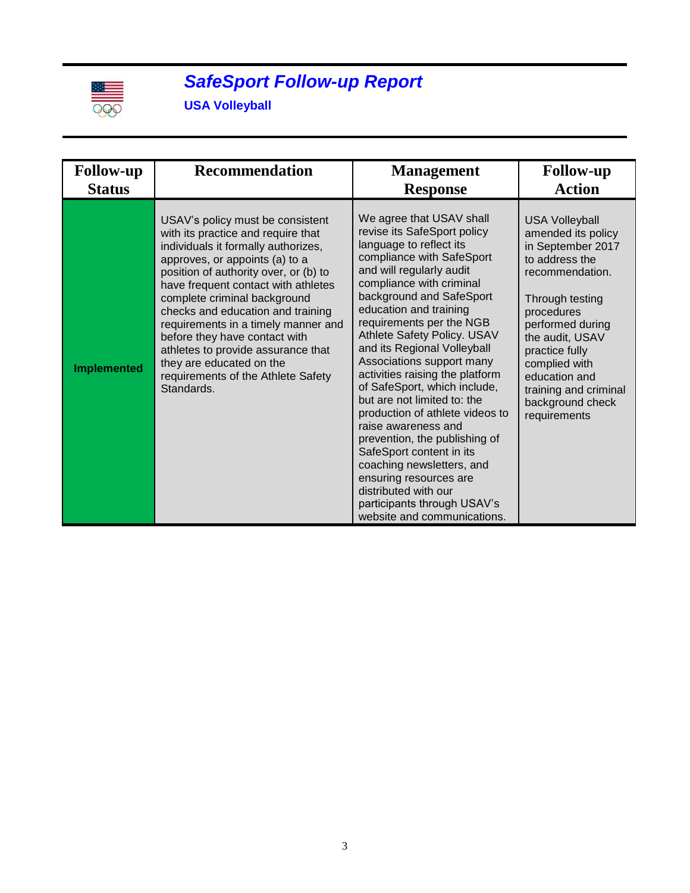# *SafeSport Follow-up Report*

**USA Volleyball**

| Follow-up Status | Recommendation | Management Response | Follow-up Action |
|---|---|---|---|
| **Implemented** | USAV's policy must be consistent with its practice and require that individuals it formally authorizes, approves, or appoints (a) to a position of authority over, or (b) to have frequent contact with athletes complete criminal background checks and education and training requirements in a timely manner and before they have contact with athletes to provide assurance that they are educated on the requirements of the Athlete Safety Standards. | We agree that USAV shall revise its SafeSport policy language to reflect its compliance with SafeSport and will regularly audit compliance with criminal background and SafeSport education and training requirements per the NGB Athlete Safety Policy. USAV and its Regional Volleyball Associations support many activities raising the platform of SafeSport, which include, but are not limited to: the production of athlete videos to raise awareness and prevention, the publishing of SafeSport content in its coaching newsletters, and ensuring resources are distributed with our participants through USAV's website and communications. | USA Volleyball amended its policy in September 2017 to address the recommendation.<br><br>Through testing procedures performed during the audit, USAV practice fully complied with education and training and criminal background check requirements |